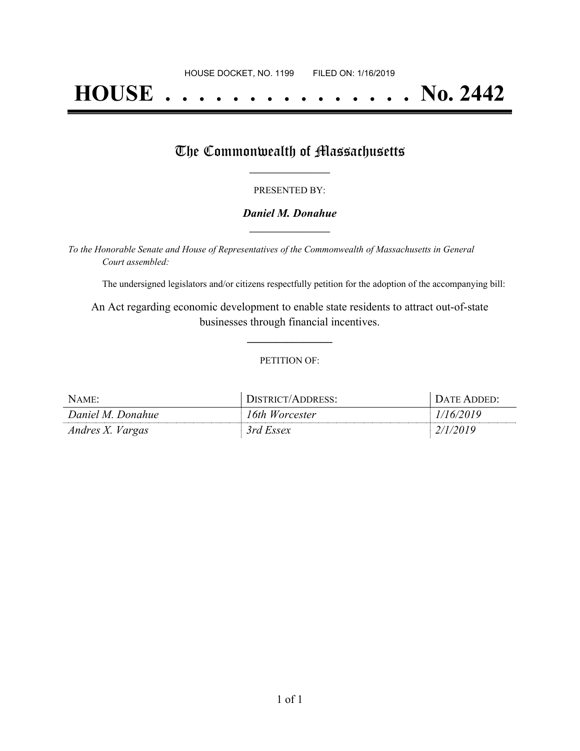HOUSE DOCKET, NO. 1199        FILED ON: 1/16/2019

# HOUSE . . . . . . . . . . . . . . . No. 2442

## The Commonwealth of Massachusetts

PRESENTED BY:

***Daniel M. Donahue***

*To the Honorable Senate and House of Representatives of the Commonwealth of Massachusetts in General Court assembled:*

The undersigned legislators and/or citizens respectfully petition for the adoption of the accompanying bill:

An Act regarding economic development to enable state residents to attract out-of-state businesses through financial incentives.

PETITION OF:

| NAME: | DISTRICT/ADDRESS: | DATE ADDED: |
| --- | --- | --- |
| *Daniel M. Donahue* | *16th Worcester* | *1/16/2019* |
| *Andres X. Vargas* | *3rd Essex* | *2/1/2019* |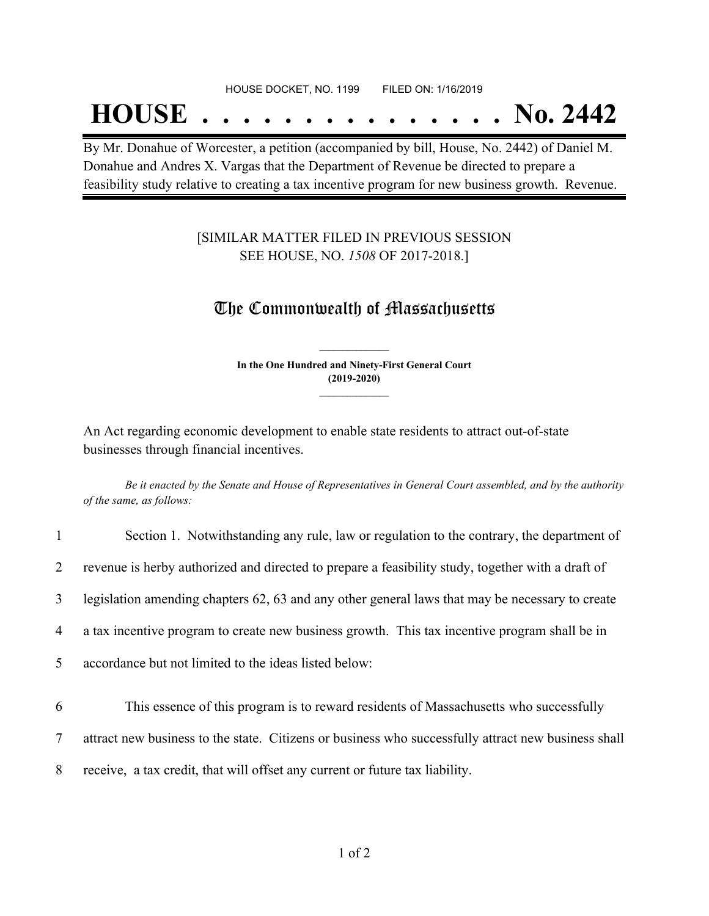HOUSE DOCKET, NO. 1199 FILED ON: 1/16/2019

# HOUSE . . . . . . . . . . . . . . . No. 2442

By Mr. Donahue of Worcester, a petition (accompanied by bill, House, No. 2442) of Daniel M. Donahue and Andres X. Vargas that the Department of Revenue be directed to prepare a feasibility study relative to creating a tax incentive program for new business growth. Revenue.

[SIMILAR MATTER FILED IN PREVIOUS SESSION SEE HOUSE, NO. *1508* OF 2017-2018.]

## The Commonwealth of Massachusetts

**In the One Hundred and Ninety-First General Court (2019-2020)**

An Act regarding economic development to enable state residents to attract out-of-state businesses through financial incentives.

*Be it enacted by the Senate and House of Representatives in General Court assembled, and by the authority of the same, as follows:*

1 Section 1. Notwithstanding any rule, law or regulation to the contrary, the department of
2 revenue is herby authorized and directed to prepare a feasibility study, together with a draft of
3 legislation amending chapters 62, 63 and any other general laws that may be necessary to create
4 a tax incentive program to create new business growth. This tax incentive program shall be in
5 accordance but not limited to the ideas listed below:

6 This essence of this program is to reward residents of Massachusetts who successfully
7 attract new business to the state. Citizens or business who successfully attract new business shall
8 receive, a tax credit, that will offset any current or future tax liability.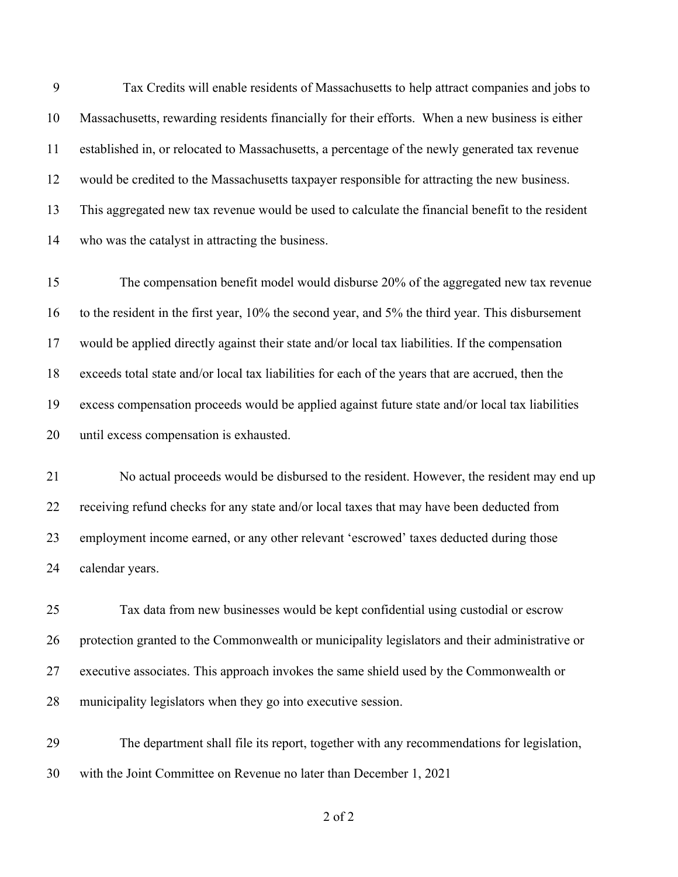Tax Credits will enable residents of Massachusetts to help attract companies and jobs to Massachusetts, rewarding residents financially for their efforts. When a new business is either established in, or relocated to Massachusetts, a percentage of the newly generated tax revenue would be credited to the Massachusetts taxpayer responsible for attracting the new business. This aggregated new tax revenue would be used to calculate the financial benefit to the resident who was the catalyst in attracting the business.

The compensation benefit model would disburse 20% of the aggregated new tax revenue to the resident in the first year, 10% the second year, and 5% the third year. This disbursement would be applied directly against their state and/or local tax liabilities. If the compensation exceeds total state and/or local tax liabilities for each of the years that are accrued, then the excess compensation proceeds would be applied against future state and/or local tax liabilities until excess compensation is exhausted.

No actual proceeds would be disbursed to the resident. However, the resident may end up receiving refund checks for any state and/or local taxes that may have been deducted from employment income earned, or any other relevant 'escrowed' taxes deducted during those calendar years.

Tax data from new businesses would be kept confidential using custodial or escrow protection granted to the Commonwealth or municipality legislators and their administrative or executive associates. This approach invokes the same shield used by the Commonwealth or municipality legislators when they go into executive session.

The department shall file its report, together with any recommendations for legislation, with the Joint Committee on Revenue no later than December 1, 2021